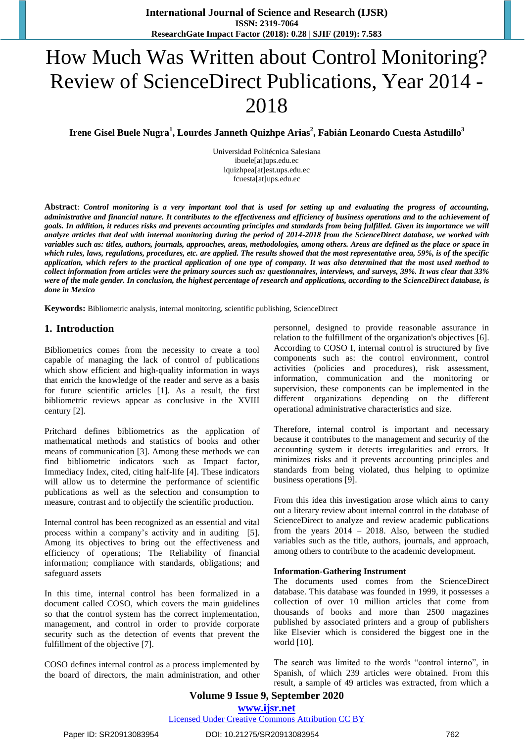# How Much Was Written about Control Monitoring? Review of ScienceDirect Publications, Year 2014 - 2018

**Irene Gisel Buele Nugra[1], Lourdes Janneth Quizhpe Arias[2], Fabián Leonardo Cuesta Astudillo[3]**

Universidad Politécnica Salesiana
ibuele[at]ups.edu.ec
lquizhpea[at]est.ups.edu.ec
fcuesta[at]ups.edu.ec

**Abstract**: ***Control monitoring is a very important tool that is used for setting up and evaluating the progress of accounting, administrative and financial nature. It contributes to the effectiveness and efficiency of business operations and to the achievement of goals. In addition, it reduces risks and prevents accounting principles and standards from being fulfilled. Given its importance we will analyze articles that deal with internal monitoring during the period of 2014-2018 from the ScienceDirect database, we worked with variables such as: titles, authors, journals, approaches, areas, methodologies, among others. Areas are defined as the place or space in which rules, laws, regulations, procedures, etc. are applied. The results showed that the most representative area, 59%, is of the specific application, which refers to the practical application of one type of company. It was also determined that the most used method to collect information from articles were the primary sources such as: questionnaires, interviews, and surveys, 39%. It was clear that 33% were of the male gender. In conclusion, the highest percentage of research and applications, according to the ScienceDirect database, is done in Mexico***

**Keywords:** Bibliometric analysis, internal monitoring, scientific publishing, ScienceDirect

## 1. Introduction

Bibliometrics comes from the necessity to create a tool capable of managing the lack of control of publications which show efficient and high-quality information in ways that enrich the knowledge of the reader and serve as a basis for future scientific articles [1]. As a result, the first bibliometric reviews appear as conclusive in the XVIII century [2].

Pritchard defines bibliometrics as the application of mathematical methods and statistics of books and other means of communication [3]. Among these methods we can find bibliometric indicators such as Impact factor, Immediacy Index, cited, citing half-life [4]. These indicators will allow us to determine the performance of scientific publications as well as the selection and consumption to measure, contrast and to objectify the scientific production.

Internal control has been recognized as an essential and vital process within a company's activity and in auditing [5]. Among its objectives to bring out the effectiveness and efficiency of operations; The Reliability of financial information; compliance with standards, obligations; and safeguard assets

In this time, internal control has been formalized in a document called COSO, which covers the main guidelines so that the control system has the correct implementation, management, and control in order to provide corporate security such as the detection of events that prevent the fulfillment of the objective [7].

COSO defines internal control as a process implemented by the board of directors, the main administration, and other personnel, designed to provide reasonable assurance in relation to the fulfillment of the organization's objectives [6]. According to COSO I, internal control is structured by five components such as: the control environment, control activities (policies and procedures), risk assessment, information, communication and the monitoring or supervision, these components can be implemented in the different organizations depending on the different operational administrative characteristics and size.

Therefore, internal control is important and necessary because it contributes to the management and security of the accounting system it detects irregularities and errors. It minimizes risks and it prevents accounting principles and standards from being violated, thus helping to optimize business operations [9].

From this idea this investigation arose which aims to carry out a literary review about internal control in the database of ScienceDirect to analyze and review academic publications from the years 2014 – 2018. Also, between the studied variables such as the title, authors, journals, and approach, among others to contribute to the academic development.

**Information-Gathering Instrument**

The documents used comes from the ScienceDirect database. This database was founded in 1999, it possesses a collection of over 10 million articles that come from thousands of books and more than 2500 magazines published by associated printers and a group of publishers like Elsevier which is considered the biggest one in the world [10].

The search was limited to the words "control interno", in Spanish, of which 239 articles were obtained. From this result, a sample of 49 articles was extracted, from which a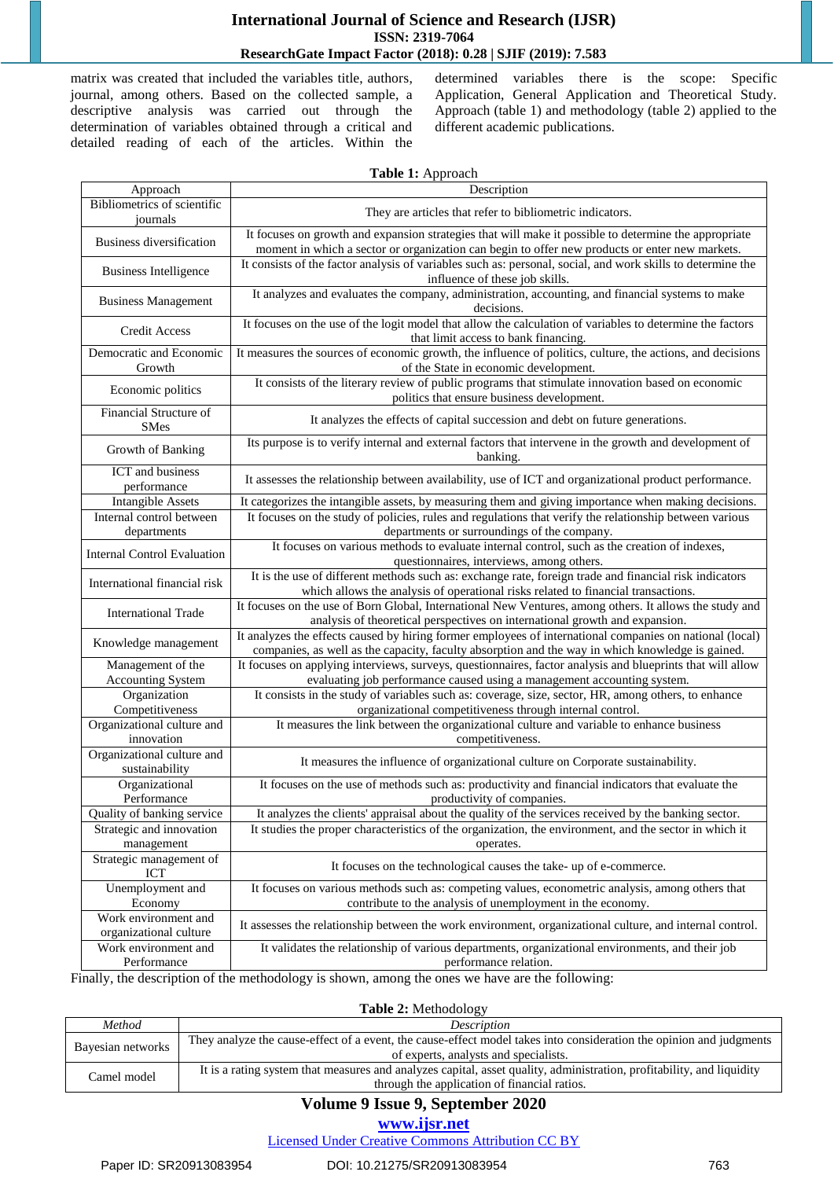matrix was created that included the variables title, authors, journal, among others. Based on the collected sample, a descriptive analysis was carried out through the determination of variables obtained through a critical and detailed reading of each of the articles. Within the determined variables there is the scope: Specific Application, General Application and Theoretical Study. Approach (table 1) and methodology (table 2) applied to the different academic publications.

**Table 1:** Approach

| Approach | Description |
|---|---|
| Bibliometrics of scientific journals | They are articles that refer to bibliometric indicators. |
| Business diversification | It focuses on growth and expansion strategies that will make it possible to determine the appropriate moment in which a sector or organization can begin to offer new products or enter new markets. |
| Business Intelligence | It consists of the factor analysis of variables such as: personal, social, and work skills to determine the influence of these job skills. |
| Business Management | It analyzes and evaluates the company, administration, accounting, and financial systems to make decisions. |
| Credit Access | It focuses on the use of the logit model that allow the calculation of variables to determine the factors that limit access to bank financing. |
| Democratic and Economic Growth | It measures the sources of economic growth, the influence of politics, culture, the actions, and decisions of the State in economic development. |
| Economic politics | It consists of the literary review of public programs that stimulate innovation based on economic politics that ensure business development. |
| Financial Structure of SMes | It analyzes the effects of capital succession and debt on future generations. |
| Growth of Banking | Its purpose is to verify internal and external factors that intervene in the growth and development of banking. |
| ICT and business performance | It assesses the relationship between availability, use of ICT and organizational product performance. |
| Intangible Assets | It categorizes the intangible assets, by measuring them and giving importance when making decisions. |
| Internal control between departments | It focuses on the study of policies, rules and regulations that verify the relationship between various departments or surroundings of the company. |
| Internal Control Evaluation | It focuses on various methods to evaluate internal control, such as the creation of indexes, questionnaires, interviews, among others. |
| International financial risk | It is the use of different methods such as: exchange rate, foreign trade and financial risk indicators which allows the analysis of operational risks related to financial transactions. |
| International Trade | It focuses on the use of Born Global, International New Ventures, among others. It allows the study and analysis of theoretical perspectives on international growth and expansion. |
| Knowledge management | It analyzes the effects caused by hiring former employees of international companies on national (local) companies, as well as the capacity, faculty absorption and the way in which knowledge is gained. |
| Management of the Accounting System | It focuses on applying interviews, surveys, questionnaires, factor analysis and blueprints that will allow evaluating job performance caused using a management accounting system. |
| Organization Competitiveness | It consists in the study of variables such as: coverage, size, sector, HR, among others, to enhance organizational competitiveness through internal control. |
| Organizational culture and innovation | It measures the link between the organizational culture and variable to enhance business competitiveness. |
| Organizational culture and sustainability | It measures the influence of organizational culture on Corporate sustainability. |
| Organizational Performance | It focuses on the use of methods such as: productivity and financial indicators that evaluate the productivity of companies. |
| Quality of banking service | It analyzes the clients' appraisal about the quality of the services received by the banking sector. |
| Strategic and innovation management | It studies the proper characteristics of the organization, the environment, and the sector in which it operates. |
| Strategic management of ICT | It focuses on the technological causes the take- up of e-commerce. |
| Unemployment and Economy | It focuses on various methods such as: competing values, econometric analysis, among others that contribute to the analysis of unemployment in the economy. |
| Work environment and organizational culture | It assesses the relationship between the work environment, organizational culture, and internal control. |
| Work environment and Performance | It validates the relationship of various departments, organizational environments, and their job performance relation. |

Finally, the description of the methodology is shown, among the ones we have are the following:

**Table 2:** Methodology

| *Method* | *Description* |
|---|---|
| Bayesian networks | They analyze the cause-effect of a event, the cause-effect model takes into consideration the opinion and judgments of experts, analysts and specialists. |
| Camel model | It is a rating system that measures and analyzes capital, asset quality, administration, profitability, and liquidity through the application of financial ratios. |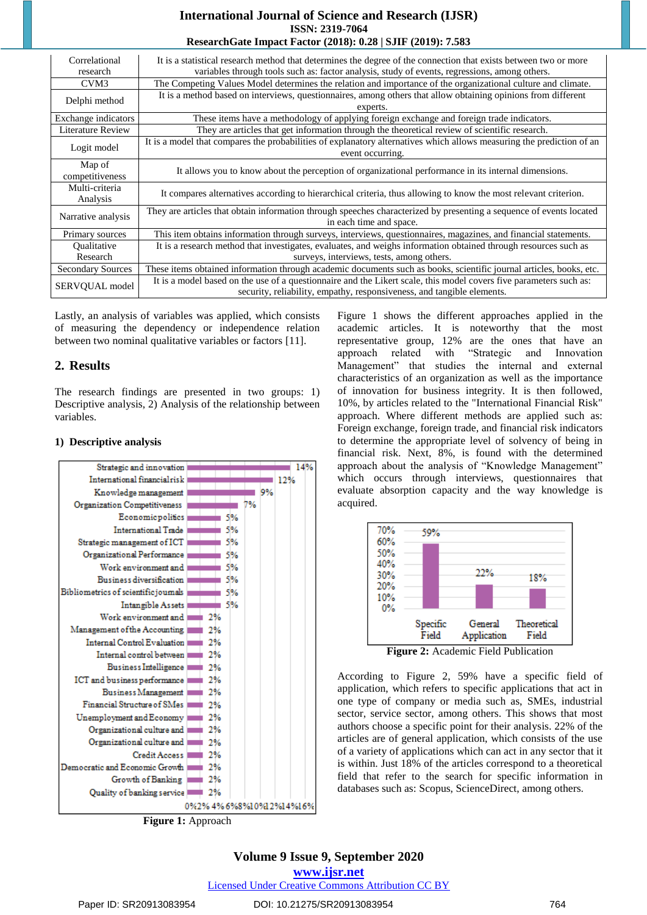| Correlational research | It is a statistical research method that determines the degree of the connection that exists between two or more variables through tools such as: factor analysis, study of events, regressions, among others. |
|---|---|
| CVM3 | The Competing Values Model determines the relation and importance of the organizational culture and climate. |
| Delphi method | It is a method based on interviews, questionnaires, among others that allow obtaining opinions from different experts. |
| Exchange indicators | These items have a methodology of applying foreign exchange and foreign trade indicators. |
| Literature Review | They are articles that get information through the theoretical review of scientific research. |
| Logit model | It is a model that compares the probabilities of explanatory alternatives which allows measuring the prediction of an event occurring. |
| Map of competitiveness | It allows you to know about the perception of organizational performance in its internal dimensions. |
| Multi-criteria Analysis | It compares alternatives according to hierarchical criteria, thus allowing to know the most relevant criterion. |
| Narrative analysis | They are articles that obtain information through speeches characterized by presenting a sequence of events located in each time and space. |
| Primary sources | This item obtains information through surveys, interviews, questionnaires, magazines, and financial statements. |
| Qualitative Research | It is a research method that investigates, evaluates, and weighs information obtained through resources such as surveys, interviews, tests, among others. |
| Secondary Sources | These items obtained information through academic documents such as books, scientific journal articles, books, etc. |
| SERVQUAL model | It is a model based on the use of a questionnaire and the Likert scale, this model covers five parameters such as: security, reliability, empathy, responsiveness, and tangible elements. |

Lastly, an analysis of variables was applied, which consists of measuring the dependency or independence relation between two nominal qualitative variables or factors [11].

## 2. Results

The research findings are presented in two groups: 1) Descriptive analysis, 2) Analysis of the relationship between variables.

### 1) Descriptive analysis

| Approach | % |
|---|---|
| Strategic and innovation | 14% |
| International financial risk | 12% |
| Knowledge management | 9% |
| Organization Competitiveness | 7% |
| Economic politics | 5% |
| International Trade | 5% |
| Strategic management of ICT | 5% |
| Organizational Performance | 5% |
| Work environment and | 5% |
| Business diversification | 5% |
| Bibliometrics of scientific journals | 5% |
| Intangible Assets | 5% |
| Work environment and | 2% |
| Management of the Accounting | 2% |
| Internal Control Evaluation | 2% |
| Internal control between | 2% |
| Business Intelligence | 2% |
| ICT and business performance | 2% |
| Business Management | 2% |
| Financial Structure of SMes | 2% |
| Unemployment and Economy | 2% |
| Organizational culture and | 2% |
| Organizational culture and | 2% |
| Credit Access | 2% |
| Democratic and Economic Growth | 2% |
| Growth of Banking | 2% |
| Quality of banking service | 2% |

**Figure 1:** Approach

Figure 1 shows the different approaches applied in the academic articles. It is noteworthy that the most representative group, 12% are the ones that have an approach related with "Strategic and Innovation Management" that studies the internal and external characteristics of an organization as well as the importance of innovation for business integrity. It is then followed, 10%, by articles related to the "International Financial Risk" approach. Where different methods are applied such as: Foreign exchange, foreign trade, and financial risk indicators to determine the appropriate level of solvency of being in financial risk. Next, 8%, is found with the determined approach about the analysis of "Knowledge Management" which occurs through interviews, questionnaires that evaluate absorption capacity and the way knowledge is acquired.

| Field | % |
|---|---|
| Specific Field | 59% |
| General Application | 22% |
| Theoretical Field | 18% |

**Figure 2:** Academic Field Publication

According to Figure 2, 59% have a specific field of application, which refers to specific applications that act in one type of company or media such as, SMEs, industrial sector, service sector, among others. This shows that most authors choose a specific point for their analysis. 22% of the articles are of general application, which consists of the use of a variety of applications which can act in any sector that it is within. Just 18% of the articles correspond to a theoretical field that refer to the search for specific information in databases such as: Scopus, ScienceDirect, among others.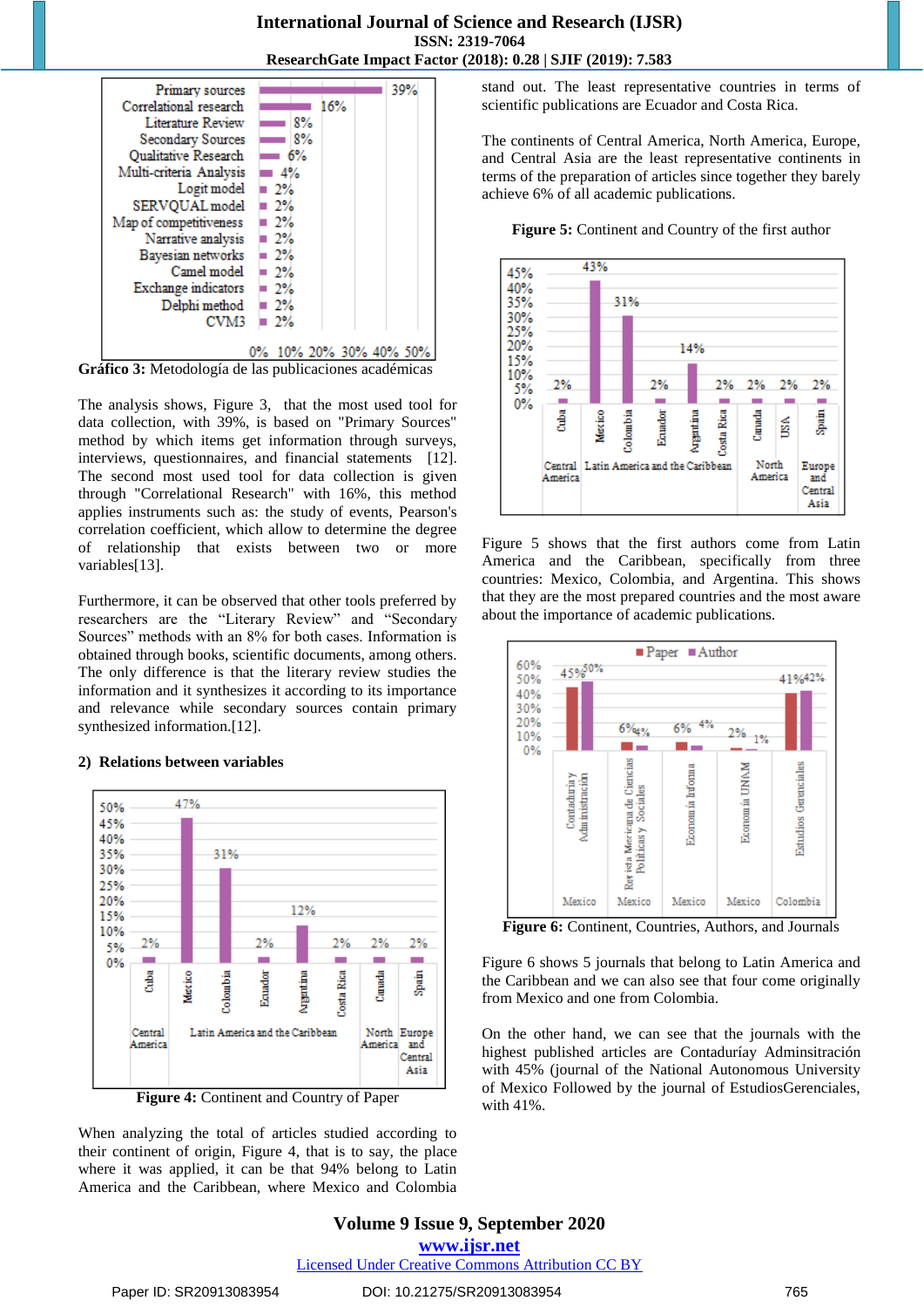Gráfico 3: Metodología de las publicaciones académicas

The analysis shows, Figure 3, that the most used tool for data collection, with 39%, is based on "Primary Sources" method by which items get information through surveys, interviews, questionnaires, and financial statements [12]. The second most used tool for data collection is given through "Correlational Research" with 16%, this method applies instruments such as: the study of events, Pearson's correlation coefficient, which allow to determine the degree of relationship that exists between two or more variables[13].

Furthermore, it can be observed that other tools preferred by researchers are the "Literary Review" and "Secondary Sources" methods with an 8% for both cases. Information is obtained through books, scientific documents, among others. The only difference is that the literary review studies the information and it synthesizes it according to its importance and relevance while secondary sources contain primary synthesized information.[12].

### 2) Relations between variables

**Figure 4:** Continent and Country of Paper

When analyzing the total of articles studied according to their continent of origin, Figure 4, that is to say, the place where it was applied, it can be that 94% belong to Latin America and the Caribbean, where Mexico and Colombia stand out. The least representative countries in terms of scientific publications are Ecuador and Costa Rica.

The continents of Central America, North America, Europe, and Central Asia are the least representative continents in terms of the preparation of articles since together they barely achieve 6% of all academic publications.

**Figure 5:** Continent and Country of the first author

Figure 5 shows that the first authors come from Latin America and the Caribbean, specifically from three countries: Mexico, Colombia, and Argentina. This shows that they are the most prepared countries and the most aware about the importance of academic publications.

**Figure 6:** Continent, Countries, Authors, and Journals

Figure 6 shows 5 journals that belong to Latin America and the Caribbean and we can also see that four come originally from Mexico and one from Colombia.

On the other hand, we can see that the journals with the highest published articles are Contaduríay Adminsitración with 45% (journal of the National Autonomous University of Mexico Followed by the journal of EstudiosGerenciales, with 41%.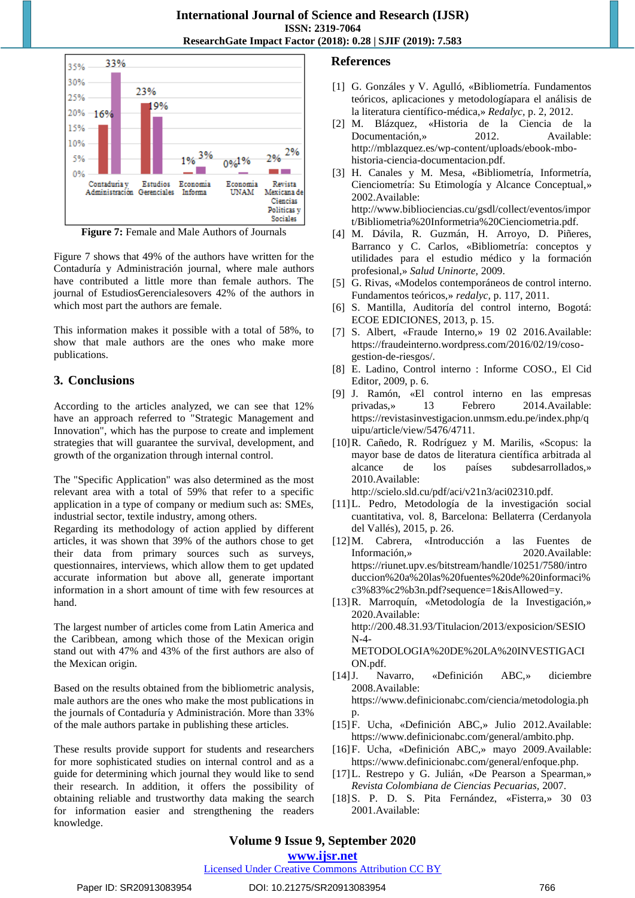Figure 7: Female and Male Authors of Journals

Figure 7 shows that 49% of the authors have written for the Contaduría y Administración journal, where male authors have contributed a little more than female authors. The journal of EstudiosGerencialesovers 42% of the authors in which most part the authors are female.

This information makes it possible with a total of 58%, to show that male authors are the ones who make more publications.

## 3. Conclusions

According to the articles analyzed, we can see that 12% have an approach referred to "Strategic Management and Innovation", which has the purpose to create and implement strategies that will guarantee the survival, development, and growth of the organization through internal control.

The "Specific Application" was also determined as the most relevant area with a total of 59% that refer to a specific application in a type of company or medium such as: SMEs, industrial sector, textile industry, among others.
Regarding its methodology of action applied by different articles, it was shown that 39% of the authors chose to get their data from primary sources such as surveys, questionnaires, interviews, which allow them to get updated accurate information but above all, generate important information in a short amount of time with few resources at hand.

The largest number of articles come from Latin America and the Caribbean, among which those of the Mexican origin stand out with 47% and 43% of the first authors are also of the Mexican origin.

Based on the results obtained from the bibliometric analysis, male authors are the ones who make the most publications in the journals of Contaduría y Administración. More than 33% of the male authors partake in publishing these articles.

These results provide support for students and researchers for more sophisticated studies on internal control and as a guide for determining which journal they would like to send their research. In addition, it offers the possibility of obtaining reliable and trustworthy data making the search for information easier and strengthening the readers knowledge.

## References

[1] G. Gonzáles y V. Agulló, «Bibliometría. Fundamentos teóricos, aplicaciones y metodologíapara el análisis de la literatura científico-médica,» *Redalyc*, p. 2, 2012.

[2] M. Blázquez, «Historia de la Ciencia de la Documentación,» 2012. Available: http://mblazquez.es/wp-content/uploads/ebook-mbo-historia-ciencia-documentacion.pdf.

[3] H. Canales y M. Mesa, «Bibliometría, Informetría, Cienciometría: Su Etimología y Alcance Conceptual,» 2002.Available: http://www.bibliociencias.cu/gsdl/collect/eventos/import/Bibliometria%20Informetria%20Cienciometria.pdf.

[4] M. Dávila, R. Guzmán, H. Arroyo, D. Piñeres, Barranco y C. Carlos, «Bibliometría: conceptos y utilidades para el estudio médico y la formación profesional,» *Salud Uninorte*, 2009.

[5] G. Rivas, «Modelos contemporáneos de control interno. Fundamentos teóricos,» *redalyc*, p. 117, 2011.

[6] S. Mantilla, Auditoría del control interno, Bogotá: ECOE EDICIONES, 2013, p. 15.

[7] S. Albert, «Fraude Interno,» 19 02 2016.Available: https://fraudeinterno.wordpress.com/2016/02/19/coso-gestion-de-riesgos/.

[8] E. Ladino, Control interno : Informe COSO., El Cid Editor, 2009, p. 6.

[9] J. Ramón, «El control interno en las empresas privadas,» 13 Febrero 2014.Available: https://revistasinvestigacion.unmsm.edu.pe/index.php/quipu/article/view/5476/4711.

[10] R. Cañedo, R. Rodríguez y M. Marilis, «Scopus: la mayor base de datos de literatura científica arbitrada al alcance de los países subdesarrollados,» 2010.Available: http://scielo.sld.cu/pdf/aci/v21n3/aci02310.pdf.

[11] L. Pedro, Metodología de la investigación social cuantitativa, vol. 8, Barcelona: Bellaterra (Cerdanyola del Vallés), 2015, p. 26.

[12] M. Cabrera, «Introducción a las Fuentes de Información,» 2020.Available: https://riunet.upv.es/bitstream/handle/10251/7580/introduccion%20a%20las%20fuentes%20de%20informaci%c3%83%c2%b3n.pdf?sequence=1&isAllowed=y.

[13] R. Marroquín, «Metodología de la Investigación,» 2020.Available: http://200.48.31.93/Titulacion/2013/exposicion/SESION-4-METODOLOGIA%20DE%20LA%20INVESTIGACION.pdf.

[14] J. Navarro, «Definición ABC,» diciembre 2008.Available: https://www.definicionabc.com/ciencia/metodologia.php.

[15] F. Ucha, «Definición ABC,» Julio 2012.Available: https://www.definicionabc.com/general/ambito.php.

[16] F. Ucha, «Definición ABC,» mayo 2009.Available: https://www.definicionabc.com/general/enfoque.php.

[17] L. Restrepo y G. Julián, «De Pearson a Spearman,» *Revista Colombiana de Ciencias Pecuarias*, 2007.

[18] S. P. D. S. Pita Fernández, «Fisterra,» 30 03 2001.Available: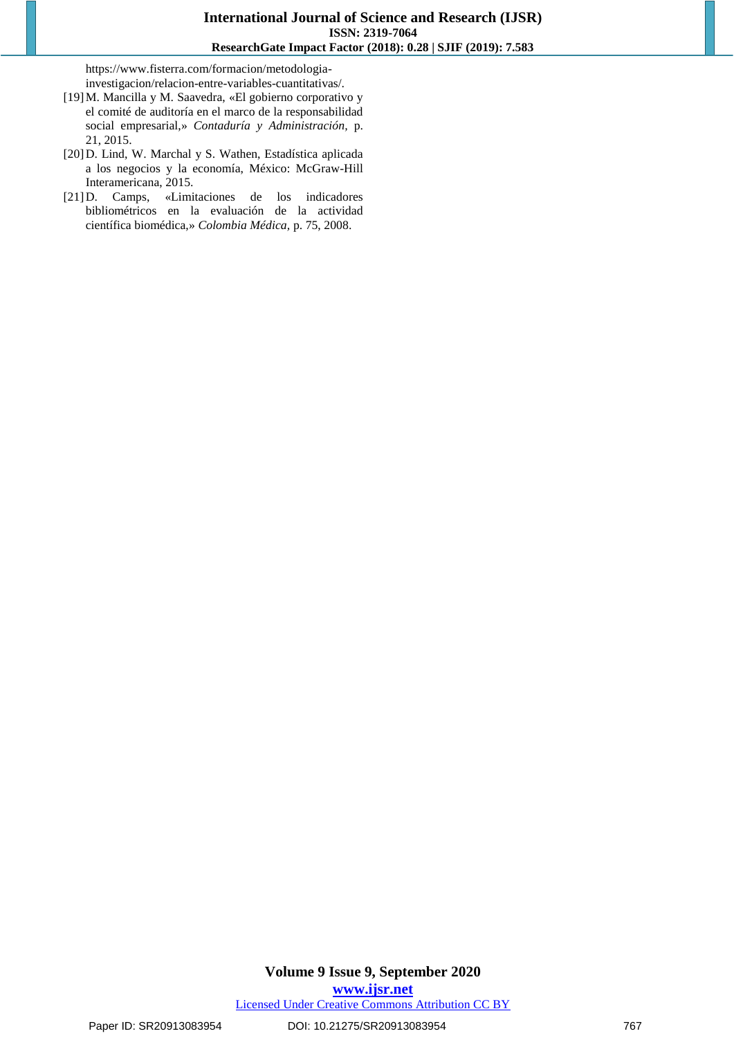https://www.fisterra.com/formacion/metodologia-investigacion/relacion-entre-variables-cuantitativas/.

[19] M. Mancilla y M. Saavedra, «El gobierno corporativo y el comité de auditoría en el marco de la responsabilidad social empresarial,» *Contaduría y Administración,* p. 21, 2015.

[20] D. Lind, W. Marchal y S. Wathen, Estadística aplicada a los negocios y la economía, México: McGraw-Hill Interamericana, 2015.

[21] D. Camps, «Limitaciones de los indicadores bibliométricos en la evaluación de la actividad científica biomédica,» *Colombia Médica,* p. 75, 2008.